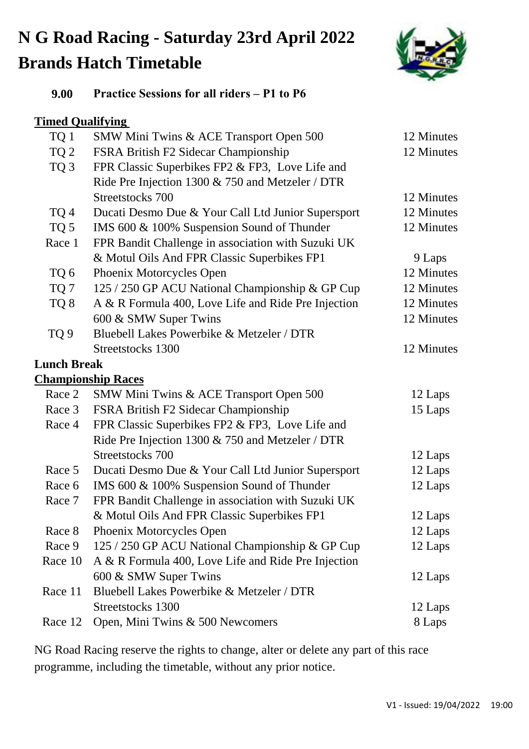# N G Road Racing - Saturday 23rd April 2022
# Brands Hatch Timetable

**9.00 Practice Sessions for all riders – P1 to P6**

**Timed Qualifying**

| | | |
|---|---|---|
| TQ 1 | SMW Mini Twins & ACE Transport Open 500 | 12 Minutes |
| TQ 2 | FSRA British F2 Sidecar Championship | 12 Minutes |
| TQ 3 | FPR Classic Superbikes FP2 & FP3, Love Life and Ride Pre Injection 1300 & 750 and Metzeler / DTR Streetstocks 700 | 12 Minutes |
| TQ 4 | Ducati Desmo Due & Your Call Ltd Junior Supersport | 12 Minutes |
| TQ 5 | IMS 600 & 100% Suspension Sound of Thunder | 12 Minutes |
| Race 1 | FPR Bandit Challenge in association with Suzuki UK & Motul Oils And FPR Classic Superbikes FP1 | 9 Laps |
| TQ 6 | Phoenix Motorcycles Open | 12 Minutes |
| TQ 7 | 125 / 250 GP ACU National Championship & GP Cup | 12 Minutes |
| TQ 8 | A & R Formula 400, Love Life and Ride Pre Injection 600 & SMW Super Twins | 12 Minutes<br>12 Minutes |
| TQ 9 | Bluebell Lakes Powerbike & Metzeler / DTR Streetstocks 1300 | 12 Minutes |

**Lunch Break**

**Championship Races**

| | | |
|---|---|---|
| Race 2 | SMW Mini Twins & ACE Transport Open 500 | 12 Laps |
| Race 3 | FSRA British F2 Sidecar Championship | 15 Laps |
| Race 4 | FPR Classic Superbikes FP2 & FP3, Love Life and Ride Pre Injection 1300 & 750 and Metzeler / DTR Streetstocks 700 | 12 Laps |
| Race 5 | Ducati Desmo Due & Your Call Ltd Junior Supersport | 12 Laps |
| Race 6 | IMS 600 & 100% Suspension Sound of Thunder | 12 Laps |
| Race 7 | FPR Bandit Challenge in association with Suzuki UK & Motul Oils And FPR Classic Superbikes FP1 | 12 Laps |
| Race 8 | Phoenix Motorcycles Open | 12 Laps |
| Race 9 | 125 / 250 GP ACU National Championship & GP Cup | 12 Laps |
| Race 10 | A & R Formula 400, Love Life and Ride Pre Injection 600 & SMW Super Twins | 12 Laps |
| Race 11 | Bluebell Lakes Powerbike & Metzeler / DTR Streetstocks 1300 | 12 Laps |
| Race 12 | Open, Mini Twins & 500 Newcomers | 8 Laps |

NG Road Racing reserve the rights to change, alter or delete any part of this race programme, including the timetable, without any prior notice.

V1 - Issued: 19/04/2022 19:00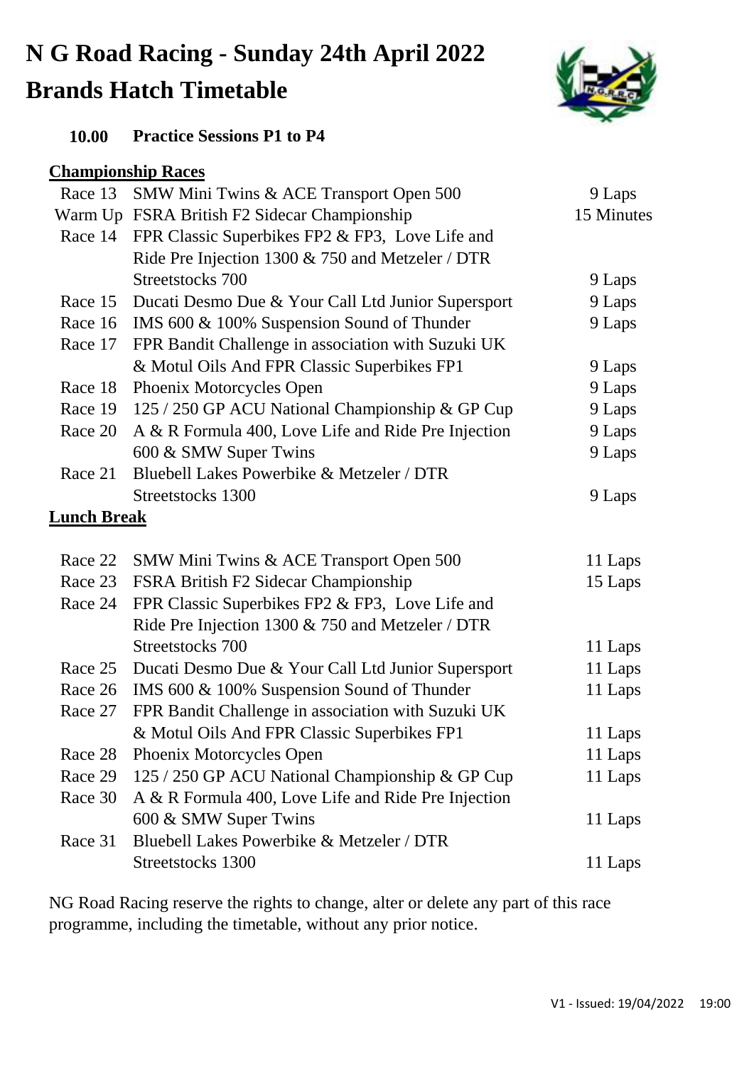# N G Road Racing - Sunday 24th April 2022
# Brands Hatch Timetable

**10.00 Practice Sessions P1 to P4**

**Championship Races**

| | | |
|---|---|---|
| Race 13 | SMW Mini Twins & ACE Transport Open 500 | 9 Laps |
| Warm Up | FSRA British F2 Sidecar Championship | 15 Minutes |
| Race 14 | FPR Classic Superbikes FP2 & FP3, Love Life and Ride Pre Injection 1300 & 750 and Metzeler / DTR Streetstocks 700 | 9 Laps |
| Race 15 | Ducati Desmo Due & Your Call Ltd Junior Supersport | 9 Laps |
| Race 16 | IMS 600 & 100% Suspension Sound of Thunder | 9 Laps |
| Race 17 | FPR Bandit Challenge in association with Suzuki UK & Motul Oils And FPR Classic Superbikes FP1 | 9 Laps |
| Race 18 | Phoenix Motorcycles Open | 9 Laps |
| Race 19 | 125 / 250 GP ACU National Championship & GP Cup | 9 Laps |
| Race 20 | A & R Formula 400, Love Life and Ride Pre Injection | 9 Laps |
| | 600 & SMW Super Twins | 9 Laps |
| Race 21 | Bluebell Lakes Powerbike & Metzeler / DTR Streetstocks 1300 | 9 Laps |

**Lunch Break**

| | | |
|---|---|---|
| Race 22 | SMW Mini Twins & ACE Transport Open 500 | 11 Laps |
| Race 23 | FSRA British F2 Sidecar Championship | 15 Laps |
| Race 24 | FPR Classic Superbikes FP2 & FP3, Love Life and Ride Pre Injection 1300 & 750 and Metzeler / DTR Streetstocks 700 | 11 Laps |
| Race 25 | Ducati Desmo Due & Your Call Ltd Junior Supersport | 11 Laps |
| Race 26 | IMS 600 & 100% Suspension Sound of Thunder | 11 Laps |
| Race 27 | FPR Bandit Challenge in association with Suzuki UK & Motul Oils And FPR Classic Superbikes FP1 | 11 Laps |
| Race 28 | Phoenix Motorcycles Open | 11 Laps |
| Race 29 | 125 / 250 GP ACU National Championship & GP Cup | 11 Laps |
| Race 30 | A & R Formula 400, Love Life and Ride Pre Injection 600 & SMW Super Twins | 11 Laps |
| Race 31 | Bluebell Lakes Powerbike & Metzeler / DTR Streetstocks 1300 | 11 Laps |

NG Road Racing reserve the rights to change, alter or delete any part of this race programme, including the timetable, without any prior notice.

V1 - Issued: 19/04/2022 19:00